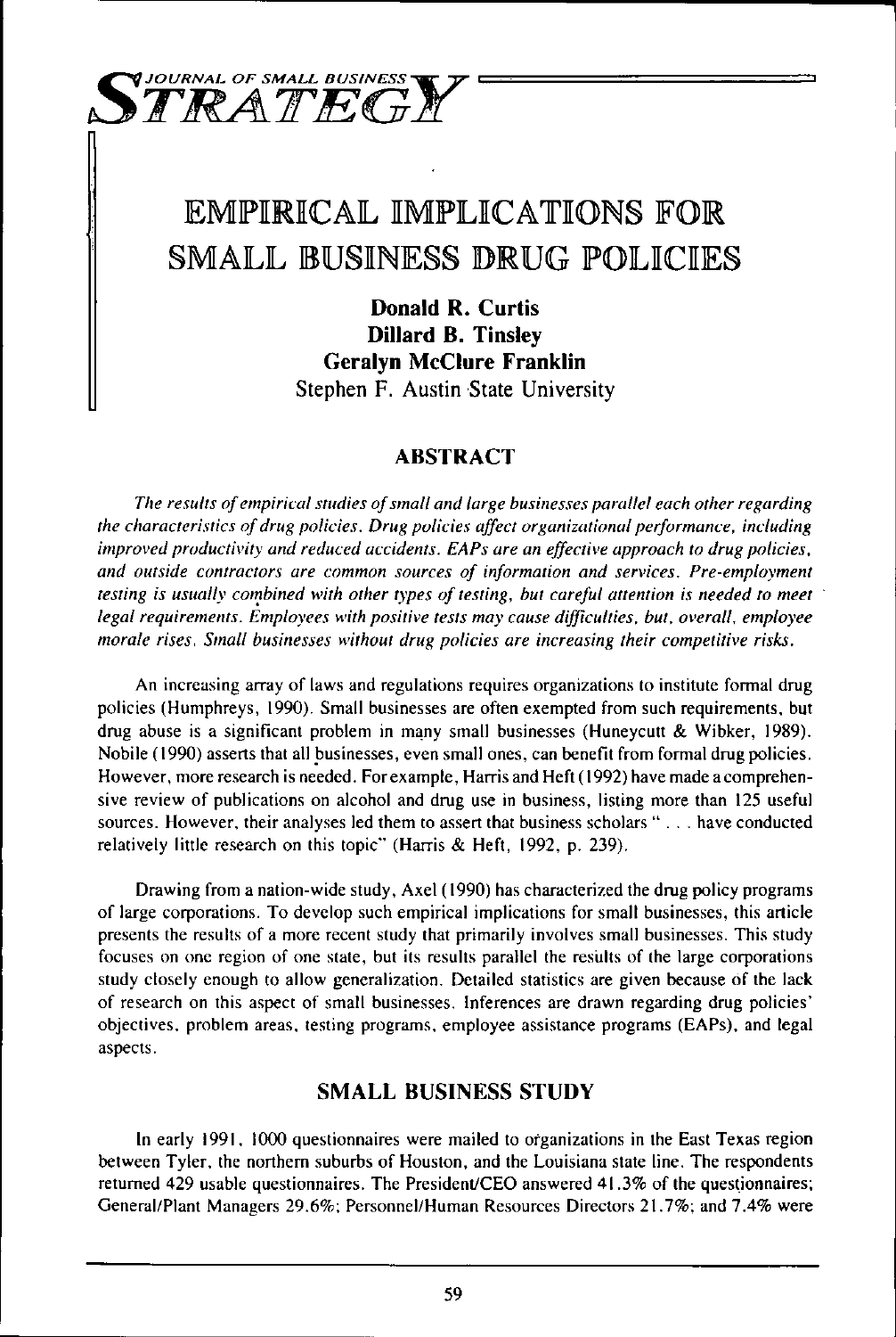# EMPIRICAL IMPLICATIONS FOR SMALL BUSINESS DRUG POLICIES

**Donald R. Curtis**
**Dillard B. Tinsley**
**Geralyn McClure Franklin**
Stephen F. Austin State University

## ABSTRACT

*The results of empirical studies of small and large businesses parallel each other regarding the characteristics of drug policies. Drug policies affect organizational performance, including improved productivity and reduced accidents. EAPs are an effective approach to drug policies, and outside contractors are common sources of information and services. Pre-employment testing is usually combined with other types of testing, but careful attention is needed to meet legal requirements. Employees with positive tests may cause difficulties, but, overall, employee morale rises. Small businesses without drug policies are increasing their competitive risks.*

An increasing array of laws and regulations requires organizations to institute formal drug policies (Humphreys, 1990). Small businesses are often exempted from such requirements, but drug abuse is a significant problem in many small businesses (Huneycutt & Wibker, 1989). Nobile (1990) asserts that all businesses, even small ones, can benefit from formal drug policies. However, more research is needed. For example, Harris and Heft (1992) have made a comprehensive review of publications on alcohol and drug use in business, listing more than 125 useful sources. However, their analyses led them to assert that business scholars " . . . have conducted relatively little research on this topic" (Harris & Heft, 1992, p. 239).

Drawing from a nation-wide study, Axel (1990) has characterized the drug policy programs of large corporations. To develop such empirical implications for small businesses, this article presents the results of a more recent study that primarily involves small businesses. This study focuses on one region of one state, but its results parallel the results of the large corporations study closely enough to allow generalization. Detailed statistics are given because of the lack of research on this aspect of small businesses. Inferences are drawn regarding drug policies' objectives, problem areas, testing programs, employee assistance programs (EAPs), and legal aspects.

## SMALL BUSINESS STUDY

In early 1991, 1000 questionnaires were mailed to organizations in the East Texas region between Tyler, the northern suburbs of Houston, and the Louisiana state line. The respondents returned 429 usable questionnaires. The President/CEO answered 41.3% of the questionnaires; General/Plant Managers 29.6%; Personnel/Human Resources Directors 21.7%; and 7.4% were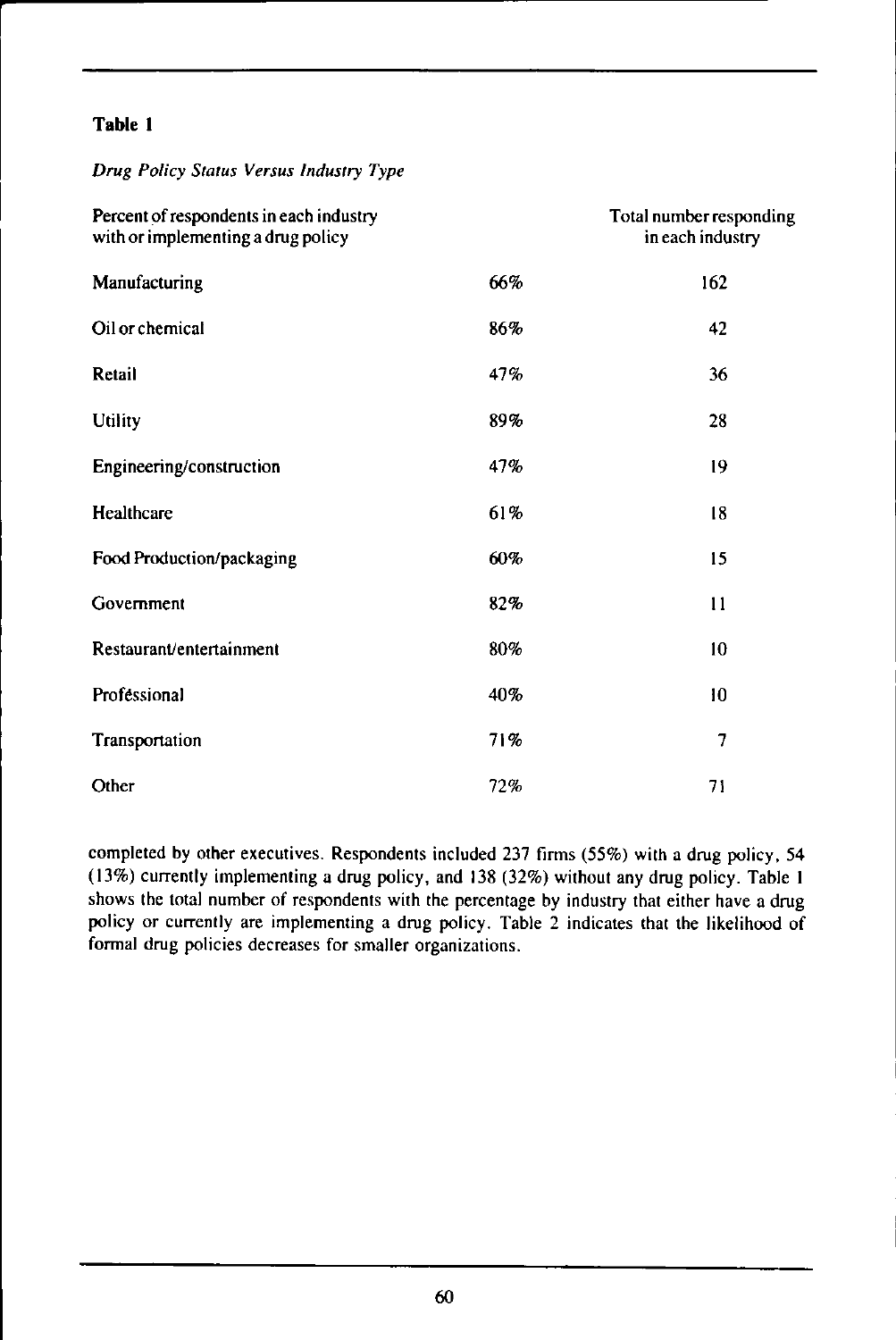**Table 1**

*Drug Policy Status Versus Industry Type*

| Percent of respondents in each industry with or implementing a drug policy | | Total number responding in each industry |
|---|---|---|
| Manufacturing | 66% | 162 |
| Oil or chemical | 86% | 42 |
| Retail | 47% | 36 |
| Utility | 89% | 28 |
| Engineering/construction | 47% | 19 |
| Healthcare | 61% | 18 |
| Food Production/packaging | 60% | 15 |
| Government | 82% | 11 |
| Restaurant/entertainment | 80% | 10 |
| Profèssional | 40% | 10 |
| Transportation | 71% | 7 |
| Other | 72% | 71 |

completed by other executives. Respondents included 237 firms (55%) with a drug policy, 54 (13%) currently implementing a drug policy, and 138 (32%) without any drug policy. Table 1 shows the total number of respondents with the percentage by industry that either have a drug policy or currently are implementing a drug policy. Table 2 indicates that the likelihood of formal drug policies decreases for smaller organizations.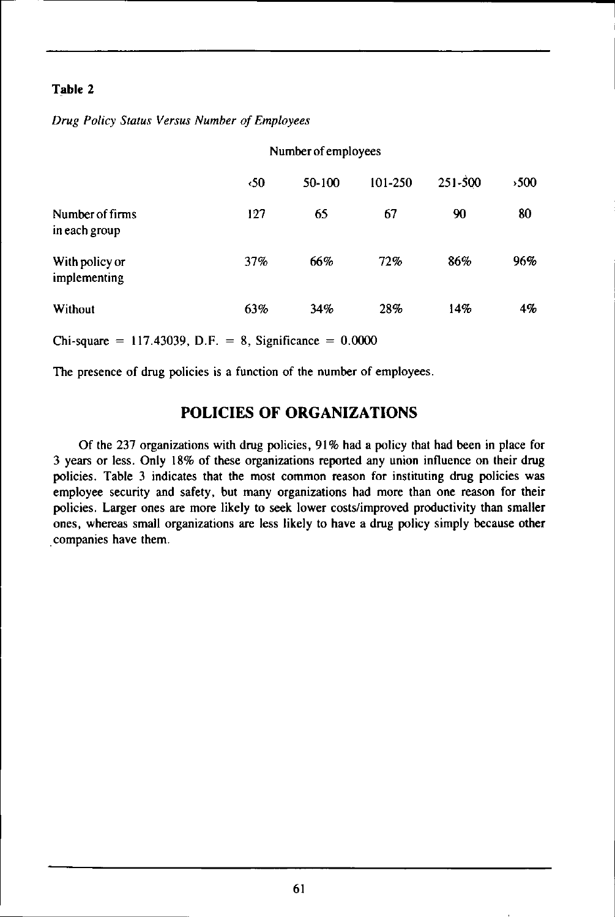**Table 2**

*Drug Policy Status Versus Number of Employees*

| | Number of employees | | | | |
|---|---|---|---|---|---|
| | <50 | 50-100 | 101-250 | 251-500 | >500 |
| Number of firms in each group | 127 | 65 | 67 | 90 | 80 |
| With policy or implementing | 37% | 66% | 72% | 86% | 96% |
| Without | 63% | 34% | 28% | 14% | 4% |

Chi-square = 117.43039, D.F. = 8, Significance = 0.0000

The presence of drug policies is a function of the number of employees.

## POLICIES OF ORGANIZATIONS

Of the 237 organizations with drug policies, 91% had a policy that had been in place for 3 years or less. Only 18% of these organizations reported any union influence on their drug policies. Table 3 indicates that the most common reason for instituting drug policies was employee security and safety, but many organizations had more than one reason for their policies. Larger ones are more likely to seek lower costs/improved productivity than smaller ones, whereas small organizations are less likely to have a drug policy simply because other companies have them.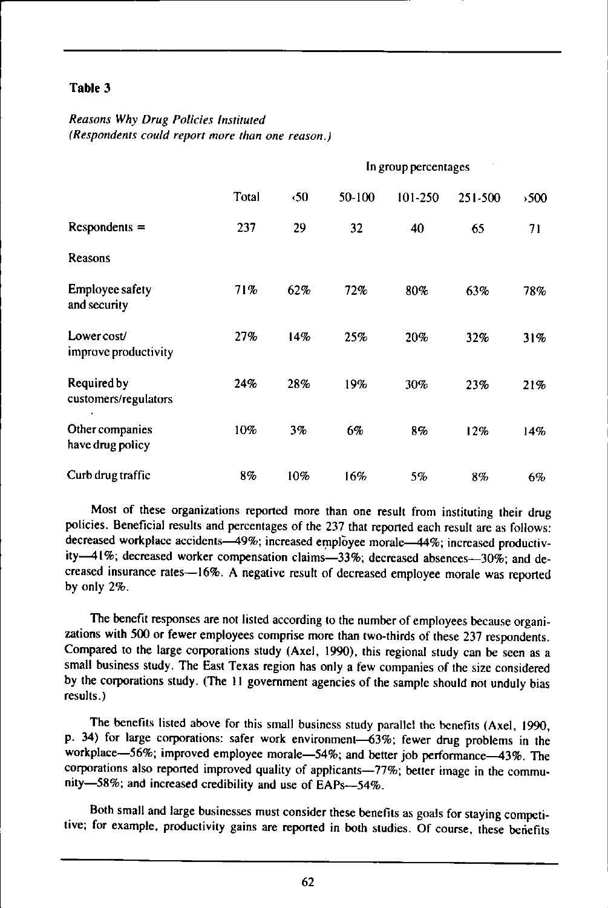**Table 3**

*Reasons Why Drug Policies Instituted*
*(Respondents could report more than one reason.)*

| | | In group percentages | | | | |
|---|---|---|---|---|---|---|
| | Total | ‹50 | 50-100 | 101-250 | 251-500 | ›500 |
| Respondents = | 237 | 29 | 32 | 40 | 65 | 71 |
| Reasons | | | | | | |
| Employee safety and security | 71% | 62% | 72% | 80% | 63% | 78% |
| Lower cost/ improve productivity | 27% | 14% | 25% | 20% | 32% | 31% |
| Required by customers/regulators | 24% | 28% | 19% | 30% | 23% | 21% |
| Other companies have drug policy | 10% | 3% | 6% | 8% | 12% | 14% |
| Curb drug traffic | 8% | 10% | 16% | 5% | 8% | 6% |

Most of these organizations reported more than one result from instituting their drug policies. Beneficial results and percentages of the 237 that reported each result are as follows: decreased workplace accidents—49%; increased employee morale—44%; increased productivity—41%; decreased worker compensation claims—33%; decreased absences—30%; and decreased insurance rates—16%. A negative result of decreased employee morale was reported by only 2%.

The benefit responses are not listed according to the number of employees because organizations with 500 or fewer employees comprise more than two-thirds of these 237 respondents. Compared to the large corporations study (Axel, 1990), this regional study can be seen as a small business study. The East Texas region has only a few companies of the size considered by the corporations study. (The 11 government agencies of the sample should not unduly bias results.)

The benefits listed above for this small business study parallel the benefits (Axel, 1990, p. 34) for large corporations: safer work environment—63%; fewer drug problems in the workplace—56%; improved employee morale—54%; and better job performance—43%. The corporations also reported improved quality of applicants—77%; better image in the community—58%; and increased credibility and use of EAPs—54%.

Both small and large businesses must consider these benefits as goals for staying competitive; for example, productivity gains are reported in both studies. Of course, these benefits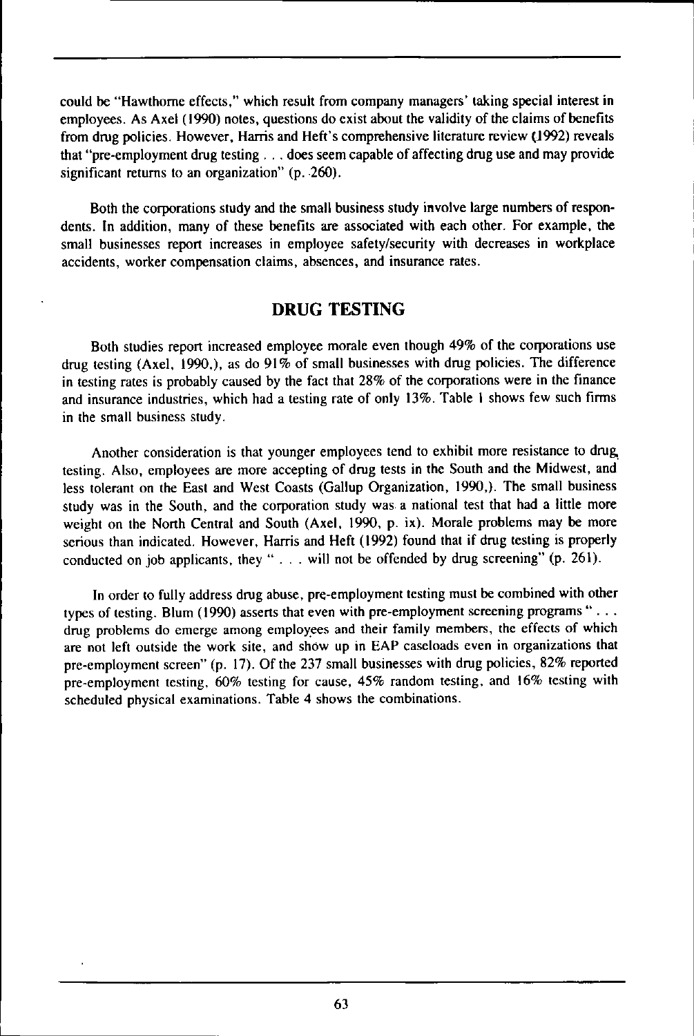could be "Hawthorne effects," which result from company managers' taking special interest in employees. As Axel (1990) notes, questions do exist about the validity of the claims of benefits from drug policies. However, Harris and Heft's comprehensive literature review (1992) reveals that "pre-employment drug testing . . . does seem capable of affecting drug use and may provide significant returns to an organization" (p. 260).

Both the corporations study and the small business study involve large numbers of respondents. In addition, many of these benefits are associated with each other. For example, the small businesses report increases in employee safety/security with decreases in workplace accidents, worker compensation claims, absences, and insurance rates.

## DRUG TESTING

Both studies report increased employee morale even though 49% of the corporations use drug testing (Axel, 1990,), as do 91% of small businesses with drug policies. The difference in testing rates is probably caused by the fact that 28% of the corporations were in the finance and insurance industries, which had a testing rate of only 13%. Table 1 shows few such firms in the small business study.

Another consideration is that younger employees tend to exhibit more resistance to drug testing. Also, employees are more accepting of drug tests in the South and the Midwest, and less tolerant on the East and West Coasts (Gallup Organization, 1990,). The small business study was in the South, and the corporation study was a national test that had a little more weight on the North Central and South (Axel, 1990, p. ix). Morale problems may be more serious than indicated. However, Harris and Heft (1992) found that if drug testing is properly conducted on job applicants, they " . . . will not be offended by drug screening" (p. 261).

In order to fully address drug abuse, pre-employment testing must be combined with other types of testing. Blum (1990) asserts that even with pre-employment screening programs " . . . drug problems do emerge among employees and their family members, the effects of which are not left outside the work site, and show up in EAP caseloads even in organizations that pre-employment screen" (p. 17). Of the 237 small businesses with drug policies, 82% reported pre-employment testing, 60% testing for cause, 45% random testing, and 16% testing with scheduled physical examinations. Table 4 shows the combinations.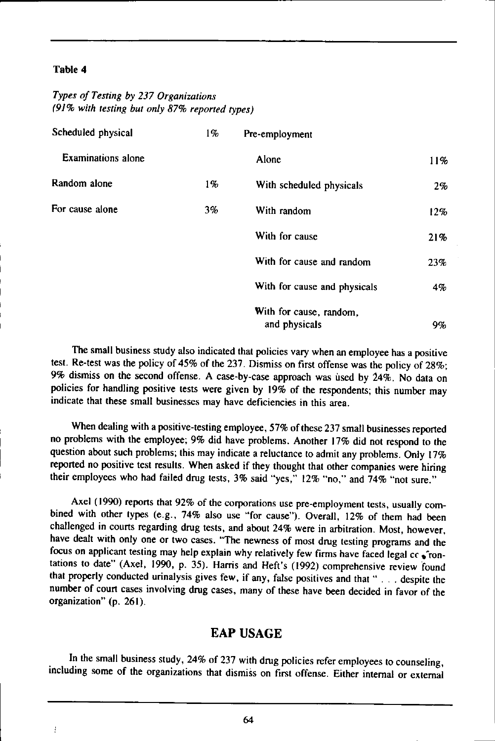**Table 4**

*Types of Testing by 237 Organizations*
*(91% with testing but only 87% reported types)*

| | | | |
|---|---|---|---|
| Scheduled physical Examinations alone | 1% | Pre-employment | |
| | | Alone | 11% |
| Random alone | 1% | With scheduled physicals | 2% |
| For cause alone | 3% | With random | 12% |
| | | With for cause | 21% |
| | | With for cause and random | 23% |
| | | With for cause and physicals | 4% |
| | | With for cause, random, and physicals | 9% |

The small business study also indicated that policies vary when an employee has a positive test. Re-test was the policy of 45% of the 237. Dismiss on first offense was the policy of 28%; 9% dismiss on the second offense. A case-by-case approach was used by 24%. No data on policies for handling positive tests were given by 19% of the respondents; this number may indicate that these small businesses may have deficiencies in this area.

When dealing with a positive-testing employee, 57% of these 237 small businesses reported no problems with the employee; 9% did have problems. Another 17% did not respond to the question about such problems; this may indicate a reluctance to admit any problems. Only 17% reported no positive test results. When asked if they thought that other companies were hiring their employees who had failed drug tests, 3% said "yes," 12% "no," and 74% "not sure."

Axel (1990) reports that 92% of the corporations use pre-employment tests, usually combined with other types (e.g., 74% also use "for cause"). Overall, 12% of them had been challenged in courts regarding drug tests, and about 24% were in arbitration. Most, however, have dealt with only one or two cases. "The newness of most drug testing programs and the focus on applicant testing may help explain why relatively few firms have faced legal confrontations to date" (Axel, 1990, p. 35). Harris and Heft's (1992) comprehensive review found that properly conducted urinalysis gives few, if any, false positives and that " . . . despite the number of court cases involving drug cases, many of these have been decided in favor of the organization" (p. 261).

## EAP USAGE

In the small business study, 24% of 237 with drug policies refer employees to counseling, including some of the organizations that dismiss on first offense. Either internal or external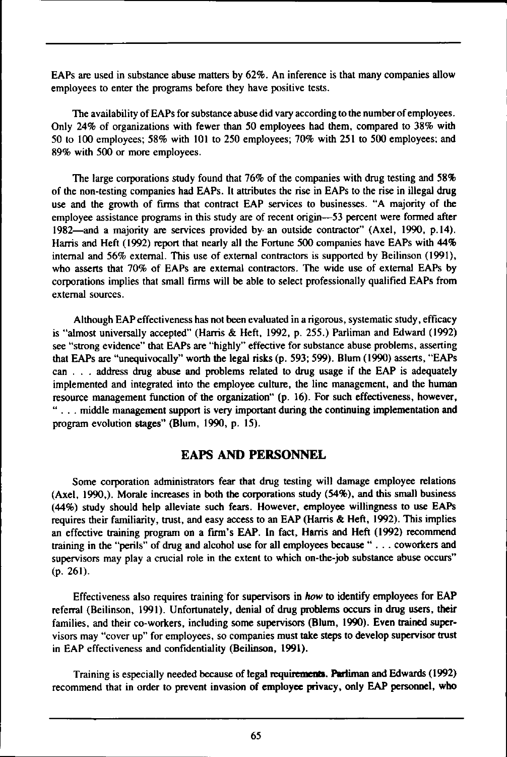EAPs are used in substance abuse matters by 62%. An inference is that many companies allow employees to enter the programs before they have positive tests.

The availability of EAPs for substance abuse did vary according to the number of employees. Only 24% of organizations with fewer than 50 employees had them, compared to 38% with 50 to 100 employees; 58% with 101 to 250 employees; 70% with 251 to 500 employees; and 89% with 500 or more employees.

The large corporations study found that 76% of the companies with drug testing and 58% of the non-testing companies had EAPs. It attributes the rise in EAPs to the rise in illegal drug use and the growth of firms that contract EAP services to businesses. "A majority of the employee assistance programs in this study are of recent origin—53 percent were formed after 1982—and a majority are services provided by an outside contractor" (Axel, 1990, p.14). Harris and Heft (1992) report that nearly all the Fortune 500 companies have EAPs with 44% internal and 56% external. This use of external contractors is supported by Beilinson (1991), who asserts that 70% of EAPs are external contractors. The wide use of external EAPs by corporations implies that small firms will be able to select professionally qualified EAPs from external sources.

Although EAP effectiveness has not been evaluated in a rigorous, systematic study, efficacy is "almost universally accepted" (Harris & Heft, 1992, p. 255.) Parliman and Edward (1992) see "strong evidence" that EAPs are "highly" effective for substance abuse problems, asserting that EAPs are "unequivocally" worth the legal risks (p. 593; 599). Blum (1990) asserts, "EAPs can . . . address drug abuse and problems related to drug usage if the EAP is adequately implemented and integrated into the employee culture, the line management, and the human resource management function of the organization" (p. 16). For such effectiveness, however, " . . . middle management support is very important during the continuing implementation and program evolution stages" (Blum, 1990, p. 15).

## EAPS AND PERSONNEL

Some corporation administrators fear that drug testing will damage employee relations (Axel, 1990,). Morale increases in both the corporations study (54%), and this small business (44%) study should help alleviate such fears. However, employee willingness to use EAPs requires their familiarity, trust, and easy access to an EAP (Harris & Heft, 1992). This implies an effective training program on a firm's EAP. In fact, Harris and Heft (1992) recommend training in the "perils" of drug and alcohol use for all employees because " . . . coworkers and supervisors may play a crucial role in the extent to which on-the-job substance abuse occurs" (p. 261).

Effectiveness also requires training for supervisors in *how* to identify employees for EAP referral (Beilinson, 1991). Unfortunately, denial of drug problems occurs in drug users, their families, and their co-workers, including some supervisors (Blum, 1990). Even trained supervisors may "cover up" for employees, so companies must take steps to develop supervisor trust in EAP effectiveness and confidentiality (Beilinson, 1991).

Training is especially needed because of legal requirements. Parliman and Edwards (1992) recommend that in order to prevent invasion of employee privacy, only EAP personnel, who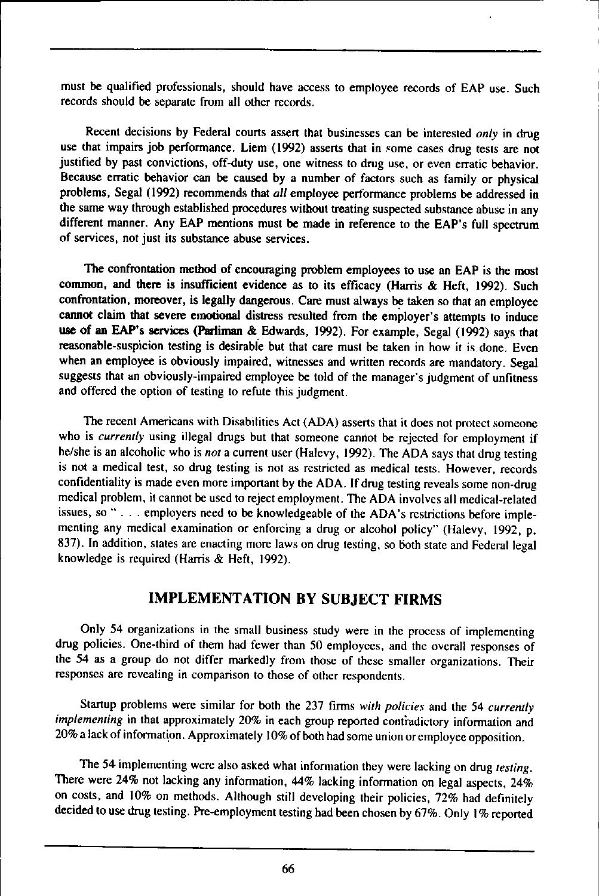must be qualified professionals, should have access to employee records of EAP use. Such records should be separate from all other records.

Recent decisions by Federal courts assert that businesses can be interested *only* in drug use that impairs job performance. Liem (1992) asserts that in some cases drug tests are not justified by past convictions, off-duty use, one witness to drug use, or even erratic behavior. Because erratic behavior can be caused by a number of factors such as family or physical problems, Segal (1992) recommends that *all* employee performance problems be addressed in the same way through established procedures without treating suspected substance abuse in any different manner. Any EAP mentions must be made in reference to the EAP's full spectrum of services, not just its substance abuse services.

The confrontation method of encouraging problem employees to use an EAP is the most common, and there is insufficient evidence as to its efficacy (Harris & Heft, 1992). Such confrontation, moreover, is legally dangerous. Care must always be taken so that an employee cannot claim that severe emotional distress resulted from the employer's attempts to induce use of an EAP's services (Parliman & Edwards, 1992). For example, Segal (1992) says that reasonable-suspicion testing is desirable but that care must be taken in how it is done. Even when an employee is obviously impaired, witnesses and written records are mandatory. Segal suggests that an obviously-impaired employee be told of the manager's judgment of unfitness and offered the option of testing to refute this judgment.

The recent Americans with Disabilities Act (ADA) asserts that it does not protect someone who is *currently* using illegal drugs but that someone cannot be rejected for employment if he/she is an alcoholic who is *not* a current user (Halevy, 1992). The ADA says that drug testing is not a medical test, so drug testing is not as restricted as medical tests. However, records confidentiality is made even more important by the ADA. If drug testing reveals some non-drug medical problem, it cannot be used to reject employment. The ADA involves all medical-related issues, so " . . . employers need to be knowledgeable of the ADA's restrictions before implementing any medical examination or enforcing a drug or alcohol policy" (Halevy, 1992, p. 837). In addition, states are enacting more laws on drug testing, so both state and Federal legal knowledge is required (Harris & Heft, 1992).

## IMPLEMENTATION BY SUBJECT FIRMS

Only 54 organizations in the small business study were in the process of implementing drug policies. One-third of them had fewer than 50 employees, and the overall responses of the 54 as a group do not differ markedly from those of these smaller organizations. Their responses are revealing in comparison to those of other respondents.

Startup problems were similar for both the 237 firms *with policies* and the 54 *currently implementing* in that approximately 20% in each group reported contradictory information and 20% a lack of information. Approximately 10% of both had some union or employee opposition.

The 54 implementing were also asked what information they were lacking on drug *testing*. There were 24% not lacking any information, 44% lacking information on legal aspects, 24% on costs, and 10% on methods. Although still developing their policies, 72% had definitely decided to use drug testing. Pre-employment testing had been chosen by 67%. Only 1% reported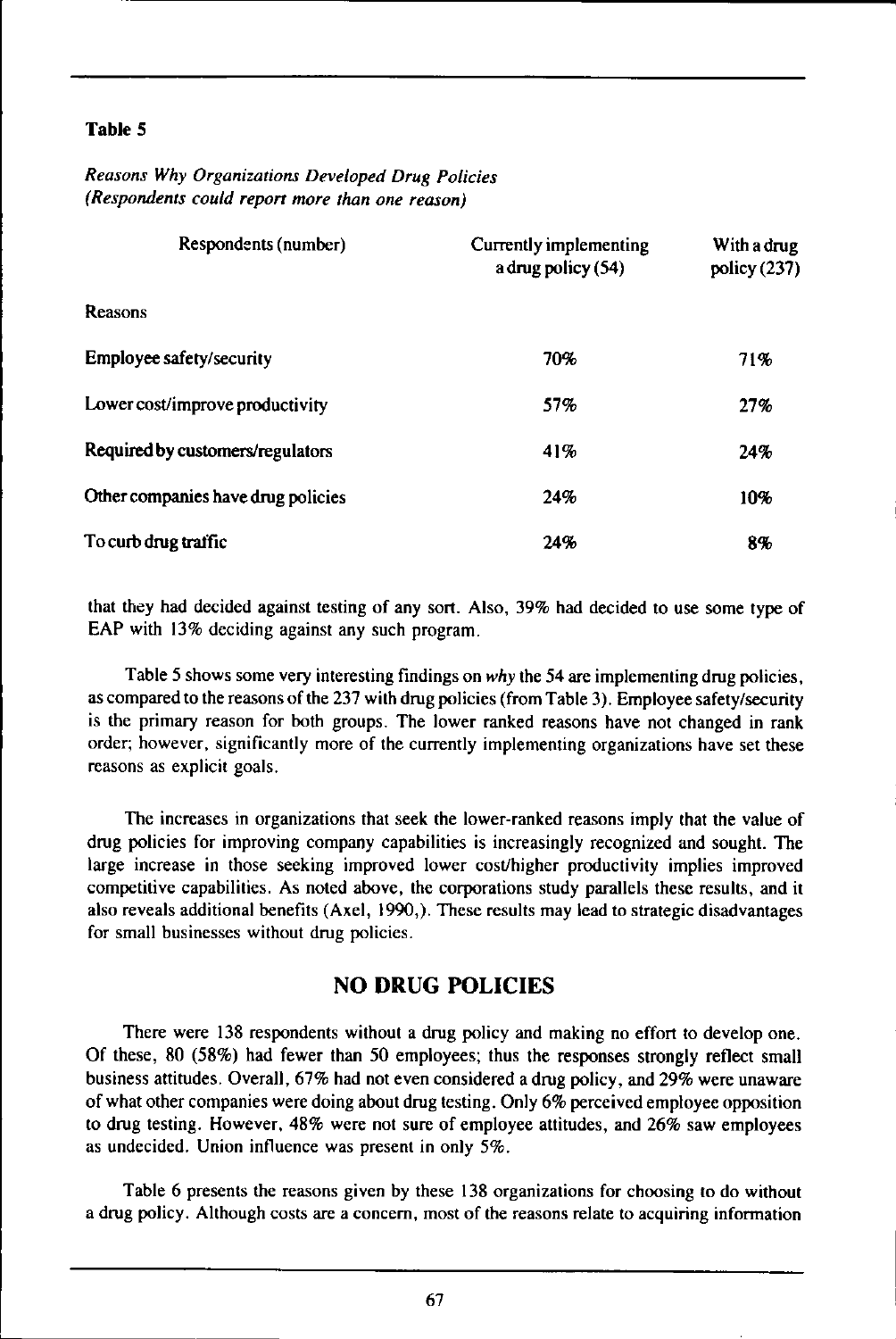**Table 5**

*Reasons Why Organizations Developed Drug Policies*
*(Respondents could report more than one reason)*

| Respondents (number) | Currently implementing a drug policy (54) | With a drug policy (237) |
|---|---|---|
| Reasons | | |
| Employee safety/security | 70% | 71% |
| Lower cost/improve productivity | 57% | 27% |
| Required by customers/regulators | 41% | 24% |
| Other companies have drug policies | 24% | 10% |
| To curb drug traffic | 24% | 8% |

that they had decided against testing of any sort. Also, 39% had decided to use some type of EAP with 13% deciding against any such program.

Table 5 shows some very interesting findings on *why* the 54 are implementing drug policies, as compared to the reasons of the 237 with drug policies (from Table 3). Employee safety/security is the primary reason for both groups. The lower ranked reasons have not changed in rank order; however, significantly more of the currently implementing organizations have set these reasons as explicit goals.

The increases in organizations that seek the lower-ranked reasons imply that the value of drug policies for improving company capabilities is increasingly recognized and sought. The large increase in those seeking improved lower cost/higher productivity implies improved competitive capabilities. As noted above, the corporations study parallels these results, and it also reveals additional benefits (Axel, 1990,). These results may lead to strategic disadvantages for small businesses without drug policies.

## NO DRUG POLICIES

There were 138 respondents without a drug policy and making no effort to develop one. Of these, 80 (58%) had fewer than 50 employees; thus the responses strongly reflect small business attitudes. Overall, 67% had not even considered a drug policy, and 29% were unaware of what other companies were doing about drug testing. Only 6% perceived employee opposition to drug testing. However, 48% were not sure of employee attitudes, and 26% saw employees as undecided. Union influence was present in only 5%.

Table 6 presents the reasons given by these 138 organizations for choosing to do without a drug policy. Although costs are a concern, most of the reasons relate to acquiring information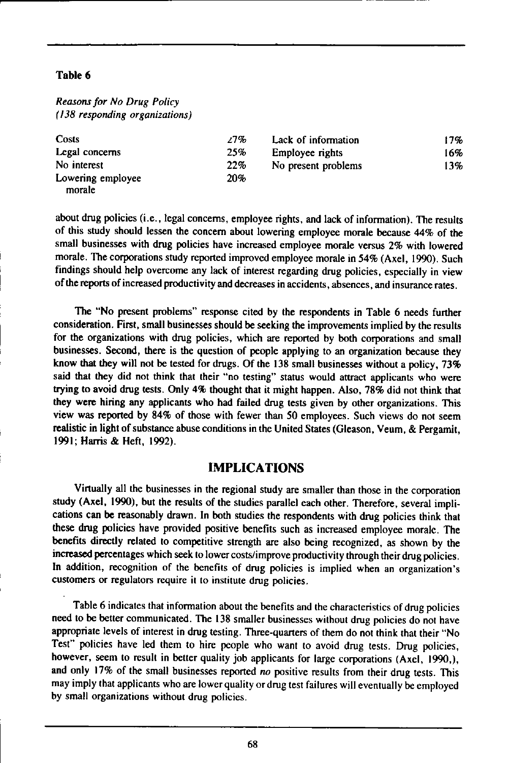**Table 6**

*Reasons for No Drug Policy*
*(138 responding organizations)*

| | | | |
|---|---|---|---|
| Costs | 27% | Lack of information | 17% |
| Legal concerns | 25% | Employee rights | 16% |
| No interest | 22% | No present problems | 13% |
| Lowering employee morale | 20% | | |

about drug policies (i.e., legal concerns, employee rights, and lack of information). The results of this study should lessen the concern about lowering employee morale because 44% of the small businesses with drug policies have increased employee morale versus 2% with lowered morale. The corporations study reported improved employee morale in 54% (Axel, 1990). Such findings should help overcome any lack of interest regarding drug policies, especially in view of the reports of increased productivity and decreases in accidents, absences, and insurance rates.

The "No present problems" response cited by the respondents in Table 6 needs further consideration. First, small businesses should be seeking the improvements implied by the results for the organizations with drug policies, which are reported by both corporations and small businesses. Second, there is the question of people applying to an organization because they know that they will not be tested for drugs. Of the 138 small businesses without a policy, 73% said that they did not think that their "no testing" status would attract applicants who were trying to avoid drug tests. Only 4% thought that it might happen. Also, 78% did not think that they were hiring any applicants who had failed drug tests given by other organizations. This view was reported by 84% of those with fewer than 50 employees. Such views do not seem realistic in light of substance abuse conditions in the United States (Gleason, Veum, & Pergamit, 1991; Harris & Heft, 1992).

## IMPLICATIONS

Virtually all the businesses in the regional study are smaller than those in the corporation study (Axel, 1990), but the results of the studies parallel each other. Therefore, several implications can be reasonably drawn. In both studies the respondents with drug policies think that these drug policies have provided positive benefits such as increased employee morale. The benefits directly related to competitive strength are also being recognized, as shown by the increased percentages which seek to lower costs/improve productivity through their drug policies. In addition, recognition of the benefits of drug policies is implied when an organization's customers or regulators require it to institute drug policies.

Table 6 indicates that information about the benefits and the characteristics of drug policies need to be better communicated. The 138 smaller businesses without drug policies do not have appropriate levels of interest in drug testing. Three-quarters of them do not think that their "No Test" policies have led them to hire people who want to avoid drug tests. Drug policies, however, seem to result in better quality job applicants for large corporations (Axel, 1990,), and only 17% of the small businesses reported *no* positive results from their drug tests. This may imply that applicants who are lower quality or drug test failures will eventually be employed by small organizations without drug policies.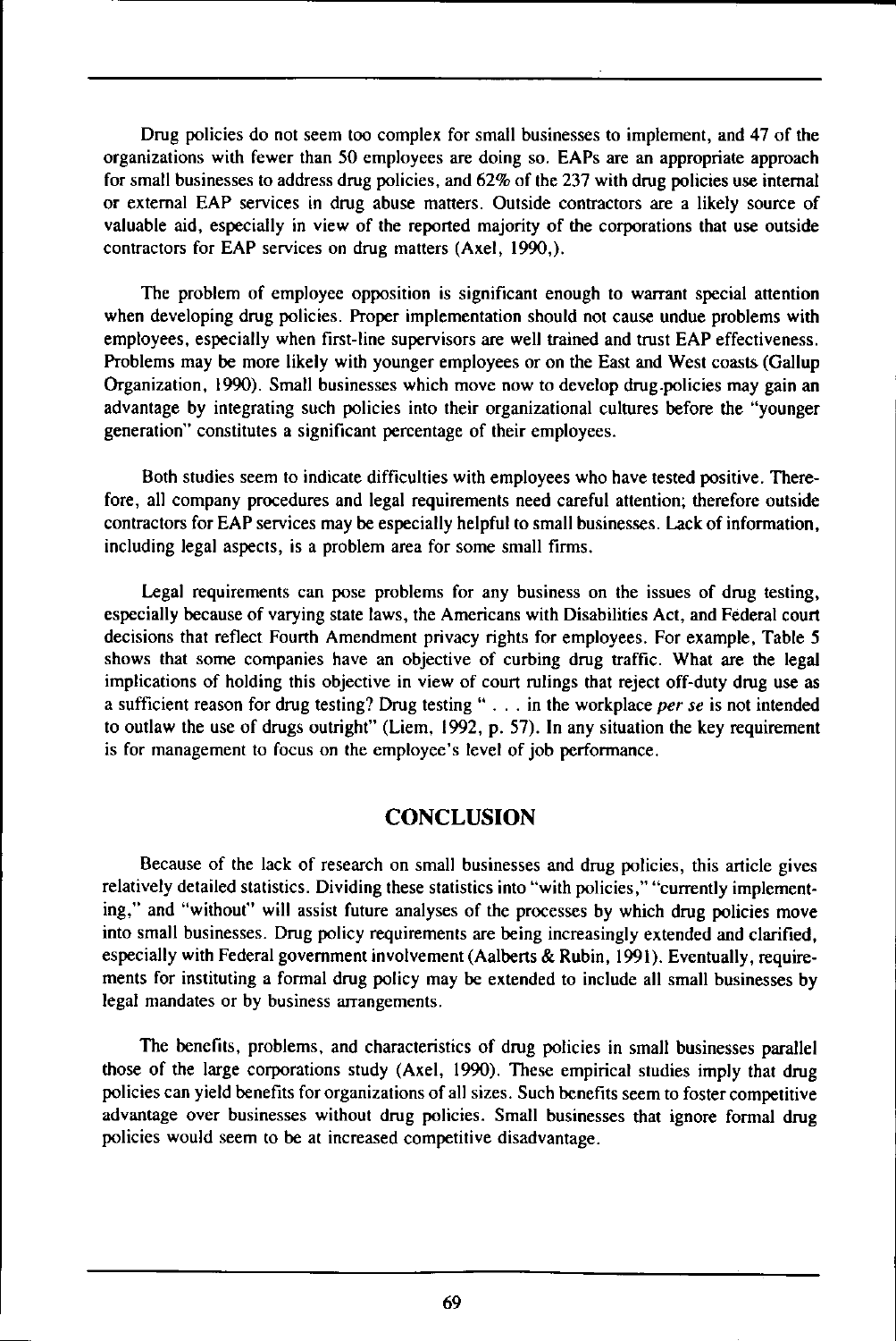Drug policies do not seem too complex for small businesses to implement, and 47 of the organizations with fewer than 50 employees are doing so. EAPs are an appropriate approach for small businesses to address drug policies, and 62% of the 237 with drug policies use internal or external EAP services in drug abuse matters. Outside contractors are a likely source of valuable aid, especially in view of the reported majority of the corporations that use outside contractors for EAP services on drug matters (Axel, 1990,).

The problem of employee opposition is significant enough to warrant special attention when developing drug policies. Proper implementation should not cause undue problems with employees, especially when first-line supervisors are well trained and trust EAP effectiveness. Problems may be more likely with younger employees or on the East and West coasts (Gallup Organization, 1990). Small businesses which move now to develop drug policies may gain an advantage by integrating such policies into their organizational cultures before the "younger generation" constitutes a significant percentage of their employees.

Both studies seem to indicate difficulties with employees who have tested positive. Therefore, all company procedures and legal requirements need careful attention; therefore outside contractors for EAP services may be especially helpful to small businesses. Lack of information, including legal aspects, is a problem area for some small firms.

Legal requirements can pose problems for any business on the issues of drug testing, especially because of varying state laws, the Americans with Disabilities Act, and Federal court decisions that reflect Fourth Amendment privacy rights for employees. For example, Table 5 shows that some companies have an objective of curbing drug traffic. What are the legal implications of holding this objective in view of court rulings that reject off-duty drug use as a sufficient reason for drug testing? Drug testing " . . . in the workplace *per se* is not intended to outlaw the use of drugs outright" (Liem, 1992, p. 57). In any situation the key requirement is for management to focus on the employee's level of job performance.

## CONCLUSION

Because of the lack of research on small businesses and drug policies, this article gives relatively detailed statistics. Dividing these statistics into "with policies," "currently implementing," and "without" will assist future analyses of the processes by which drug policies move into small businesses. Drug policy requirements are being increasingly extended and clarified, especially with Federal government involvement (Aalberts & Rubin, 1991). Eventually, requirements for instituting a formal drug policy may be extended to include all small businesses by legal mandates or by business arrangements.

The benefits, problems, and characteristics of drug policies in small businesses parallel those of the large corporations study (Axel, 1990). These empirical studies imply that drug policies can yield benefits for organizations of all sizes. Such benefits seem to foster competitive advantage over businesses without drug policies. Small businesses that ignore formal drug policies would seem to be at increased competitive disadvantage.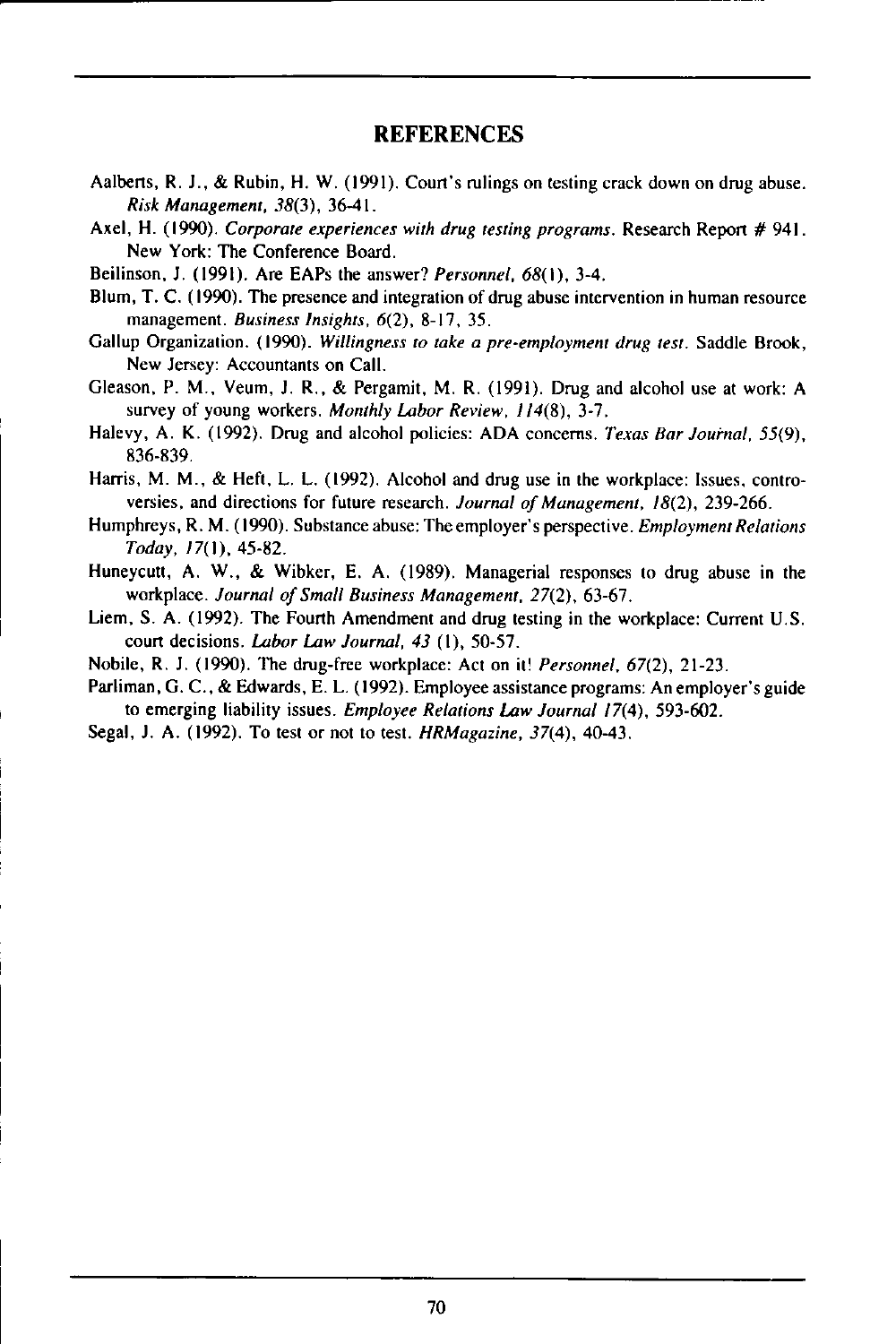## REFERENCES

Aalberts, R. J., & Rubin, H. W. (1991). Court's rulings on testing crack down on drug abuse. *Risk Management, 38*(3), 36-41.

Axel, H. (1990). *Corporate experiences with drug testing programs*. Research Report # 941. New York: The Conference Board.

Beilinson, J. (1991). Are EAPs the answer? *Personnel, 68*(1), 3-4.

Blum, T. C. (1990). The presence and integration of drug abuse intervention in human resource management. *Business Insights, 6*(2), 8-17, 35.

Gallup Organization. (1990). *Willingness to take a pre-employment drug test*. Saddle Brook, New Jersey: Accountants on Call.

Gleason, P. M., Veum, J. R., & Pergamit, M. R. (1991). Drug and alcohol use at work: A survey of young workers. *Monthly Labor Review, 114*(8), 3-7.

Halevy, A. K. (1992). Drug and alcohol policies: ADA concerns. *Texas Bar Journal, 55*(9), 836-839.

Harris, M. M., & Heft, L. L. (1992). Alcohol and drug use in the workplace: Issues, controversies, and directions for future research. *Journal of Management, 18*(2), 239-266.

Humphreys, R. M. (1990). Substance abuse: The employer's perspective. *Employment Relations Today, 17*(1), 45-82.

Huneycutt, A. W., & Wibker, E. A. (1989). Managerial responses to drug abuse in the workplace. *Journal of Small Business Management, 27*(2), 63-67.

Liem, S. A. (1992). The Fourth Amendment and drug testing in the workplace: Current U.S. court decisions. *Labor Law Journal, 43* (1), 50-57.

Nobile, R. J. (1990). The drug-free workplace: Act on it! *Personnel, 67*(2), 21-23.

Parliman, G. C., & Edwards, E. L. (1992). Employee assistance programs: An employer's guide to emerging liability issues. *Employee Relations Law Journal 17*(4), 593-602.

Segal, J. A. (1992). To test or not to test. *HRMagazine, 37*(4), 40-43.